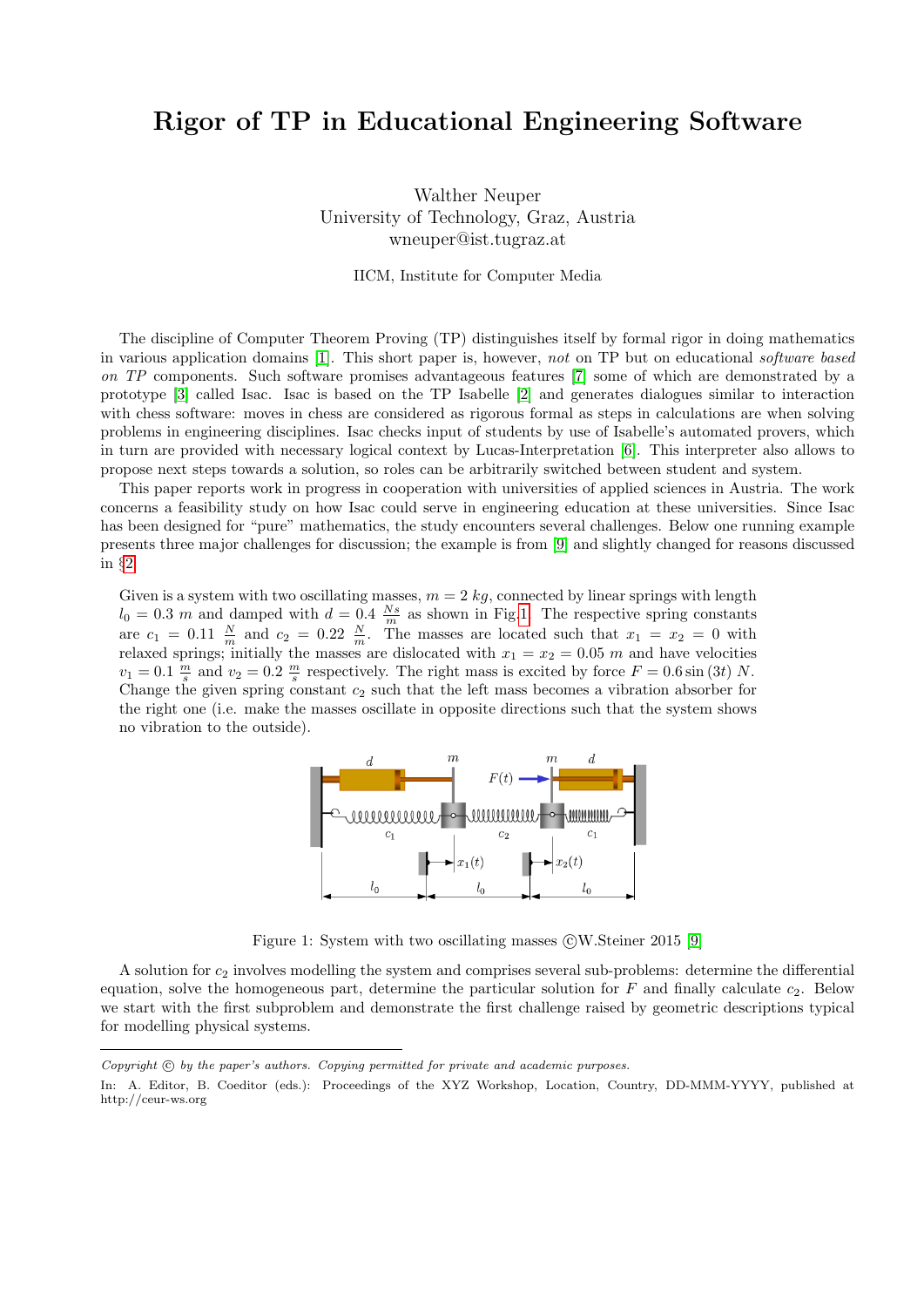# Rigor of TP in Educational Engineering Software

Walther Neuper
University of Technology, Graz, Austria
wneuper@ist.tugraz.at

IICM, Institute for Computer Media

The discipline of Computer Theorem Proving (TP) distinguishes itself by formal rigor in doing mathematics in various application domains [1]. This short paper is, however, *not* on TP but on educational *software based on TP* components. Such software promises advantageous features [7] some of which are demonstrated by a prototype [3] called Isac. Isac is based on the TP Isabelle [2] and generates dialogues similar to interaction with chess software: moves in chess are considered as rigorous formal as steps in calculations are when solving problems in engineering disciplines. Isac checks input of students by use of Isabelle's automated provers, which in turn are provided with necessary logical context by Lucas-Interpretation [6]. This interpreter also allows to propose next steps towards a solution, so roles can be arbitrarily switched between student and system.

This paper reports work in progress in cooperation with universities of applied sciences in Austria. The work concerns a feasibility study on how Isac could serve in engineering education at these universities. Since Isac has been designed for "pure" mathematics, the study encounters several challenges. Below one running example presents three major challenges for discussion; the example is from [9] and slightly changed for reasons discussed in §2.

> Given is a system with two oscillating masses, $m = 2\ kg$, connected by linear springs with length $l_0 = 0.3\ m$ and damped with $d = 0.4\ \frac{Ns}{m}$ as shown in Fig.1. The respective spring constants are $c_1 = 0.11\ \frac{N}{m}$ and $c_2 = 0.22\ \frac{N}{m}$. The masses are located such that $x_1 = x_2 = 0$ with relaxed springs; initially the masses are dislocated with $x_1 = x_2 = 0.05\ m$ and have velocities $v_1 = 0.1\ \frac{m}{s}$ and $v_2 = 0.2\ \frac{m}{s}$ respectively. The right mass is excited by force $F = 0.6 \sin(3t)\ N$. Change the given spring constant $c_2$ such that the left mass becomes a vibration absorber for the right one (i.e. make the masses oscillate in opposite directions such that the system shows no vibration to the outside).

Figure 1: System with two oscillating masses ©W.Steiner 2015 [9]

A solution for $c_2$ involves modelling the system and comprises several sub-problems: determine the differential equation, solve the homogeneous part, determine the particular solution for $F$ and finally calculate $c_2$. Below we start with the first subproblem and demonstrate the first challenge raised by geometric descriptions typical for modelling physical systems.

---

*Copyright © by the paper's authors. Copying permitted for private and academic purposes.*

In: A. Editor, B. Coeditor (eds.): Proceedings of the XYZ Workshop, Location, Country, DD-MMM-YYYY, published at http://ceur-ws.org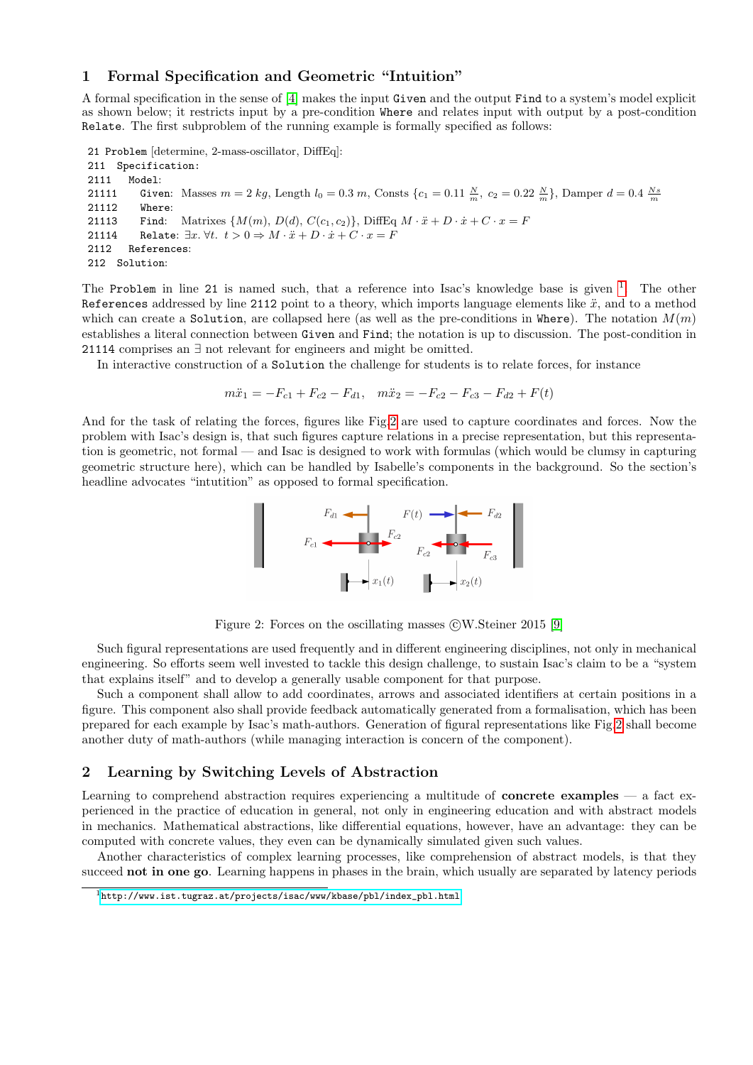## 1 Formal Specification and Geometric "Intuition"

A formal specification in the sense of [4] makes the input `Given` and the output `Find` to a system's model explicit as shown below; it restricts input by a pre-condition `Where` and relates input with output by a post-condition `Relate`. The first subproblem of the running example is formally specified as follows:

```
21 Problem [determine, 2-mass-oscillator, DiffEq]:
211   Specification:
2111    Model:
21111     Given: Masses m = 2 kg, Length l_0 = 0.3 m, Consts {c_1 = 0.11 N/m, c_2 = 0.22 N/m}, Damper d = 0.4 Ns/m
21112     Where:
21113     Find: Matrixes {M(m), D(d), C(c_1, c_2)}, DiffEq M · ẍ + D · ẋ + C · x = F
21114     Relate: ∃x. ∀t. t > 0 ⇒ M · ẍ + D · ẋ + C · x = F
2112    References:
212   Solution:
```

The `Problem` in line `21` is named such, that a reference into Isac's knowledge base is given [1]. The other `References` addressed by line `2112` point to a theory, which imports language elements like $\ddot{x}$, and to a method which can create a `Solution`, are collapsed here (as well as the pre-conditions in `Where`). The notation $M(m)$ establishes a literal connection between `Given` and `Find`; the notation is up to discussion. The post-condition in `21114` comprises an $\exists$ not relevant for engineers and might be omitted.

In interactive construction of a `Solution` the challenge for students is to relate forces, for instance

$$m\ddot{x}_1 = -F_{c1} + F_{c2} - F_{d1}, \quad m\ddot{x}_2 = -F_{c2} - F_{c3} - F_{d2} + F(t)$$

And for the task of relating the forces, figures like Fig.2 are used to capture coordinates and forces. Now the problem with Isac's design is, that such figures capture relations in a precise representation, but this representation is geometric, not formal — and Isac is designed to work with formulas (which would be clumsy in capturing geometric structure here), which can be handled by Isabelle's components in the background. So the section's headline advocates "intutition" as opposed to formal specification.

Figure 2: Forces on the oscillating masses ©W.Steiner 2015 [9]

Such figural representations are used frequently and in different engineering disciplines, not only in mechanical engineering. So efforts seem well invested to tackle this design challenge, to sustain Isac's claim to be a "system that explains itself" and to develop a generally usable component for that purpose.

Such a component shall allow to add coordinates, arrows and associated identifiers at certain positions in a figure. This component also shall provide feedback automatically generated from a formalisation, which has been prepared for each example by Isac's math-authors. Generation of figural representations like Fig.2 shall become another duty of math-authors (while managing interaction is concern of the component).

## 2 Learning by Switching Levels of Abstraction

Learning to comprehend abstraction requires experiencing a multitude of **concrete examples** — a fact experienced in the practice of education in general, not only in engineering education and with abstract models in mechanics. Mathematical abstractions, like differential equations, however, have an advantage: they can be computed with concrete values, they even can be dynamically simulated given such values.

Another characteristics of complex learning processes, like comprehension of abstract models, is that they succeed **not in one go**. Learning happens in phases in the brain, which usually are separated by latency periods

[1] http://www.ist.tugraz.at/projects/isac/www/kbase/pbl/index_pbl.html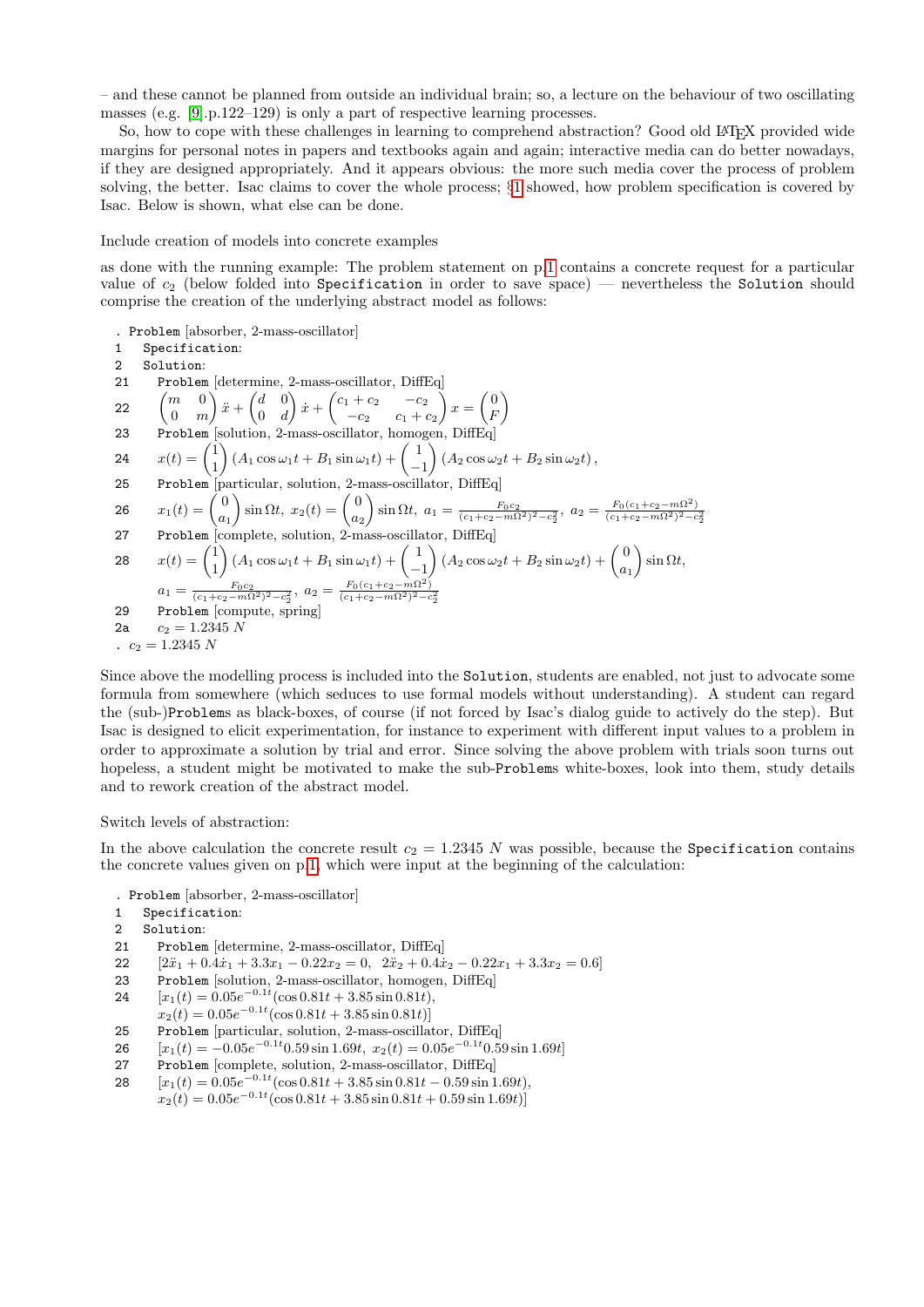– and these cannot be planned from outside an individual brain; so, a lecture on the behaviour of two oscillating masses (e.g. [9].p.122–129) is only a part of respective learning processes.

So, how to cope with these challenges in learning to comprehend abstraction? Good old LaTeX provided wide margins for personal notes in papers and textbooks again and again; interactive media can do better nowadays, if they are designed appropriately. And it appears obvious: the more such media cover the process of problem solving, the better. Isac claims to cover the whole process; §1 showed, how problem specification is covered by Isac. Below is shown, what else can be done.

Include creation of models into concrete examples

as done with the running example: The problem statement on p.1 contains a concrete request for a particular value of $c_2$ (below folded into `Specification` in order to save space) — nevertheless the `Solution` should comprise the creation of the underlying abstract model as follows:

```
.  Problem [absorber, 2-mass-oscillator]
1    Specification:
2    Solution:
21     Problem [determine, 2-mass-oscillator, DiffEq]
22     (see below)
23     Problem [solution, 2-mass-oscillator, homogen, DiffEq]
24     (see below)
25     Problem [particular, solution, 2-mass-oscillator, DiffEq]
26     (see below)
27     Problem [complete, solution, 2-mass-oscillator, DiffEq]
28     (see below)
29     Problem [compute, spring]
2a     c_2 = 1.2345 N
.  c_2 = 1.2345 N
```

22: $\begin{pmatrix} m & 0 \\ 0 & m \end{pmatrix} \ddot{x} + \begin{pmatrix} d & 0 \\ 0 & d \end{pmatrix} \dot{x} + \begin{pmatrix} c_1 + c_2 & -c_2 \\ -c_2 & c_1 + c_2 \end{pmatrix} x = \begin{pmatrix} 0 \\ F \end{pmatrix}$

24: $x(t) = \begin{pmatrix} 1 \\ 1 \end{pmatrix} (A_1 \cos \omega_1 t + B_1 \sin \omega_1 t) + \begin{pmatrix} 1 \\ -1 \end{pmatrix} (A_2 \cos \omega_2 t + B_2 \sin \omega_2 t)\,,$

26: $x_1(t) = \begin{pmatrix} 0 \\ a_1 \end{pmatrix} \sin \Omega t,\; x_2(t) = \begin{pmatrix} 0 \\ a_2 \end{pmatrix} \sin \Omega t,\; a_1 = \frac{F_0 c_2}{(c_1+c_2-m\Omega^2)^2 - c_2^2},\; a_2 = \frac{F_0(c_1+c_2-m\Omega^2)}{(c_1+c_2-m\Omega^2)^2-c_2^2}$

28: $x(t) = \begin{pmatrix} 1 \\ 1 \end{pmatrix} (A_1 \cos \omega_1 t + B_1 \sin \omega_1 t) + \begin{pmatrix} 1 \\ -1 \end{pmatrix} (A_2 \cos \omega_2 t + B_2 \sin \omega_2 t) + \begin{pmatrix} 0 \\ a_1 \end{pmatrix} \sin \Omega t,$
$a_1 = \frac{F_0 c_2}{(c_1+c_2-m\Omega^2)^2 - c_2^2},\; a_2 = \frac{F_0(c_1+c_2-m\Omega^2)}{(c_1+c_2-m\Omega^2)^2-c_2^2}$

Since above the modelling process is included into the `Solution`, students are enabled, not just to advocate some formula from somewhere (which seduces to use formal models without understanding). A student can regard the (sub-)`Problem`s as black-boxes, of course (if not forced by Isac's dialog guide to actively do the step). But Isac is designed to elicit experimentation, for instance to experiment with different input values to a problem in order to approximate a solution by trial and error. Since solving the above problem with trials soon turns out hopeless, a student might be motivated to make the sub-`Problem`s white-boxes, look into them, study details and to rework creation of the abstract model.

Switch levels of abstraction:

In the above calculation the concrete result $c_2 = 1.2345\ N$ was possible, because the `Specification` contains the concrete values given on p.1, which were input at the beginning of the calculation:

```
.  Problem [absorber, 2-mass-oscillator]
1    Specification:
2    Solution:
21     Problem [determine, 2-mass-oscillator, DiffEq]
22     (see below)
23     Problem [solution, 2-mass-oscillator, homogen, DiffEq]
24     (see below)
25     Problem [particular, solution, 2-mass-oscillator, DiffEq]
26     (see below)
27     Problem [complete, solution, 2-mass-oscillator, DiffEq]
28     (see below)
```

22: $[2\ddot{x}_1 + 0.4\dot{x}_1 + 3.3x_1 - 0.22x_2 = 0,\;\; 2\ddot{x}_2 + 0.4\dot{x}_2 - 0.22x_1 + 3.3x_2 = 0.6]$

24: $[x_1(t) = 0.05e^{-0.1t}(\cos 0.81t + 3.85 \sin 0.81t),$
$x_2(t) = 0.05e^{-0.1t}(\cos 0.81t + 3.85 \sin 0.81t)]$

26: $[x_1(t) = -0.05e^{-0.1t} 0.59 \sin 1.69t,\;\; x_2(t) = 0.05e^{-0.1t} 0.59 \sin 1.69t]$

28: $[x_1(t) = 0.05e^{-0.1t}(\cos 0.81t + 3.85 \sin 0.81t - 0.59 \sin 1.69t),$
$x_2(t) = 0.05e^{-0.1t}(\cos 0.81t + 3.85 \sin 0.81t + 0.59 \sin 1.69t)]$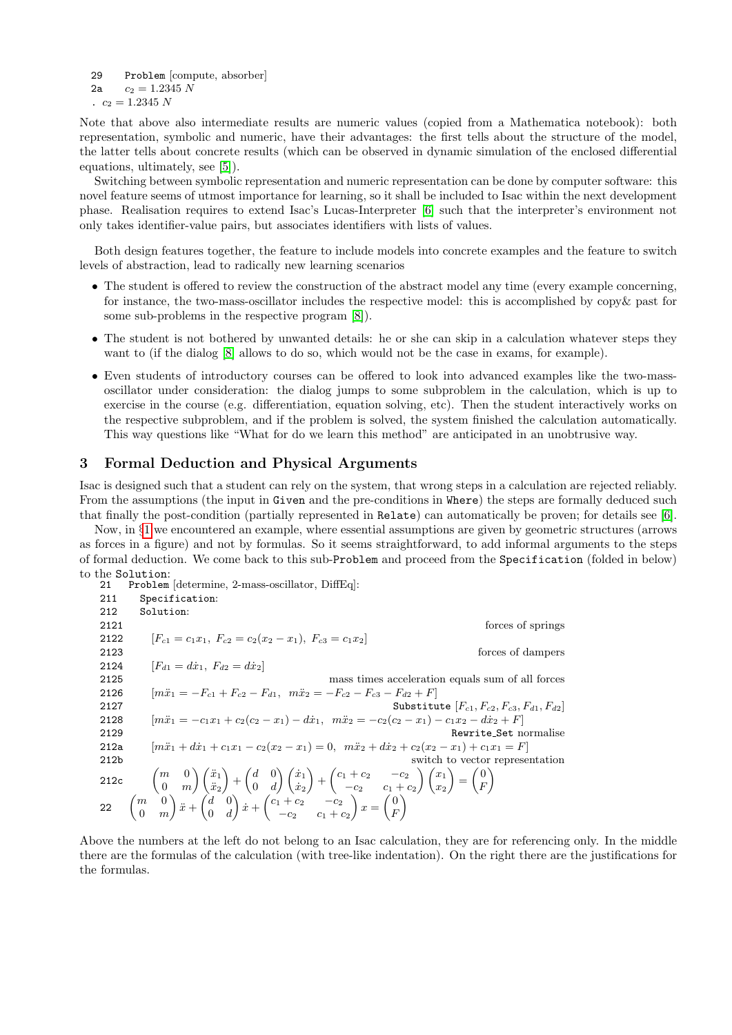```
29     Problem [compute, absorber]
2a       c_2 = 1.2345 N
.  c_2 = 1.2345 N
```

Note that above also intermediate results are numeric values (copied from a Mathematica notebook): both representation, symbolic and numeric, have their advantages: the first tells about the structure of the model, the latter tells about concrete results (which can be observed in dynamic simulation of the enclosed differential equations, ultimately, see [5]).

Switching between symbolic representation and numeric representation can be done by computer software: this novel feature seems of utmost importance for learning, so it shall be included to Isac within the next development phase. Realisation requires to extend Isac's Lucas-Interpreter [6] such that the interpreter's environment not only takes identifier-value pairs, but associates identifiers with lists of values.

Both design features together, the feature to include models into concrete examples and the feature to switch levels of abstraction, lead to radically new learning scenarios

- The student is offered to review the construction of the abstract model any time (every example concerning, for instance, the two-mass-oscillator includes the respective model: this is accomplished by copy& past for some sub-problems in the respective program [8]).
- The student is not bothered by unwanted details: he or she can skip in a calculation whatever steps they want to (if the dialog [8] allows to do so, which would not be the case in exams, for example).
- Even students of introductory courses can be offered to look into advanced examples like the two-mass-oscillator under consideration: the dialog jumps to some subproblem in the calculation, which is up to exercise in the course (e.g. differentiation, equation solving, etc). Then the student interactively works on the respective subproblem, and if the problem is solved, the system finished the calculation automatically. This way questions like "What for do we learn this method" are anticipated in an unobtrusive way.

## 3 Formal Deduction and Physical Arguments

Isac is designed such that a student can rely on the system, that wrong steps in a calculation are rejected reliably. From the assumptions (the input in `Given` and the pre-conditions in `Where`) the steps are formally deduced such that finally the post-condition (partially represented in `Relate`) can automatically be proven; for details see [6].

Now, in §1 we encountered an example, where essential assumptions are given by geometric structures (arrows as forces in a figure) and not by formulas. So it seems straightforward, to add informal arguments to the steps of formal deduction. We come back to this sub-`Problem` and proceed from the `Specification` (folded in below) to the `Solution`:

| | | |
|---|---|---|
| 21 | `Problem` [determine, 2-mass-oscillator, DiffEq]: | |
| 211 | `Specification`: | |
| 212 | `Solution`: | |
| 2121 | | forces of springs |
| 2122 | $[F_{c1} = c_1 x_1,\ F_{c2} = c_2(x_2 - x_1),\ F_{c3} = c_1 x_2]$ | |
| 2123 | | forces of dampers |
| 2124 | $[F_{d1} = d\dot{x}_1,\ F_{d2} = d\dot{x}_2]$ | |
| 2125 | | mass times acceleration equals sum of all forces |
| 2126 | $[m\ddot{x}_1 = -F_{c1} + F_{c2} - F_{d1},\ m\ddot{x}_2 = -F_{c2} - F_{c3} - F_{d2} + F]$ | |
| 2127 | | `Substitute` $[F_{c1}, F_{c2}, F_{c3}, F_{d1}, F_{d2}]$ |
| 2128 | $[m\ddot{x}_1 = -c_1 x_1 + c_2(c_2 - x_1) - d\dot{x}_1,\ m\ddot{x}_2 = -c_2(c_2 - x_1) - c_1 x_2 - d\dot{x}_2 + F]$ | |
| 2129 | | `Rewrite_Set` normalise |
| 212a | $[m\ddot{x}_1 + d\dot{x}_1 + c_1 x_1 - c_2(x_2 - x_1) = 0,\ m\ddot{x}_2 + d\dot{x}_2 + c_2(x_2 - x_1) + c_1 x_1 = F]$ | |
| 212b | | switch to vector representation |
| 212c | $\begin{pmatrix} m & 0 \\ 0 & m \end{pmatrix}\begin{pmatrix} \ddot{x}_1 \\ \ddot{x}_2 \end{pmatrix} + \begin{pmatrix} d & 0 \\ 0 & d \end{pmatrix}\begin{pmatrix} \dot{x}_1 \\ \dot{x}_2 \end{pmatrix} + \begin{pmatrix} c_1 + c_2 & -c_2 \\ -c_2 & c_1 + c_2 \end{pmatrix}\begin{pmatrix} x_1 \\ x_2 \end{pmatrix} = \begin{pmatrix} 0 \\ F \end{pmatrix}$ | |
| 22 | $\begin{pmatrix} m & 0 \\ 0 & m \end{pmatrix}\ddot{x} + \begin{pmatrix} d & 0 \\ 0 & d \end{pmatrix}\dot{x} + \begin{pmatrix} c_1 + c_2 & -c_2 \\ -c_2 & c_1 + c_2 \end{pmatrix} x = \begin{pmatrix} 0 \\ F \end{pmatrix}$ | |

Above the numbers at the left do not belong to an Isac calculation, they are for referencing only. In the middle there are the formulas of the calculation (with tree-like indentation). On the right there are the justifications for the formulas.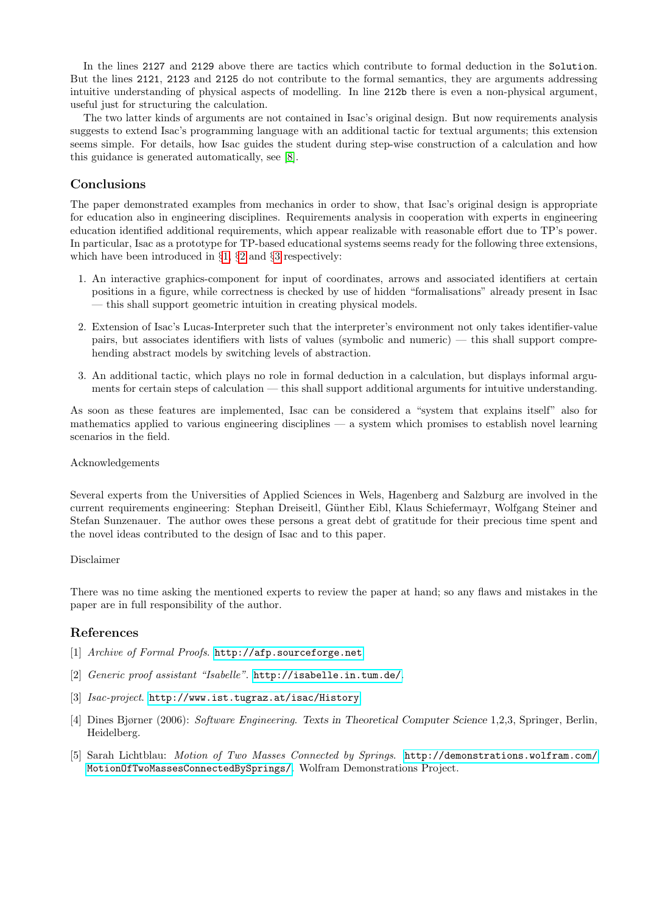In the lines `2127` and `2129` above there are tactics which contribute to formal deduction in the `Solution`. But the lines `2121`, `2123` and `2125` do not contribute to the formal semantics, they are arguments addressing intuitive understanding of physical aspects of modelling. In line `212b` there is even a non-physical argument, useful just for structuring the calculation.

The two latter kinds of arguments are not contained in Isac's original design. But now requirements analysis suggests to extend Isac's programming language with an additional tactic for textual arguments; this extension seems simple. For details, how Isac guides the student during step-wise construction of a calculation and how this guidance is generated automatically, see [8].

## Conclusions

The paper demonstrated examples from mechanics in order to show, that Isac's original design is appropriate for education also in engineering disciplines. Requirements analysis in cooperation with experts in engineering education identified additional requirements, which appear realizable with reasonable effort due to TP's power. In particular, Isac as a prototype for TP-based educational systems seems ready for the following three extensions, which have been introduced in §1, §2 and §3 respectively:

1. An interactive graphics-component for input of coordinates, arrows and associated identifiers at certain positions in a figure, while correctness is checked by use of hidden "formalisations" already present in Isac — this shall support geometric intuition in creating physical models.

2. Extension of Isac's Lucas-Interpreter such that the interpreter's environment not only takes identifier-value pairs, but associates identifiers with lists of values (symbolic and numeric) — this shall support comprehending abstract models by switching levels of abstraction.

3. An additional tactic, which plays no role in formal deduction in a calculation, but displays informal arguments for certain steps of calculation — this shall support additional arguments for intuitive understanding.

As soon as these features are implemented, Isac can be considered a "system that explains itself" also for mathematics applied to various engineering disciplines — a system which promises to establish novel learning scenarios in the field.

Acknowledgements

Several experts from the Universities of Applied Sciences in Wels, Hagenberg and Salzburg are involved in the current requirements engineering: Stephan Dreiseitl, Günther Eibl, Klaus Schiefermayr, Wolfgang Steiner and Stefan Sunzenauer. The author owes these persons a great debt of gratitude for their precious time spent and the novel ideas contributed to the design of Isac and to this paper.

Disclaimer

There was no time asking the mentioned experts to review the paper at hand; so any flaws and mistakes in the paper are in full responsibility of the author.

## References

[1] *Archive of Formal Proofs*. `http://afp.sourceforge.net`

[2] *Generic proof assistant "Isabelle"*. `http://isabelle.in.tum.de/`.

[3] *Isac-project*. `http://www.ist.tugraz.at/isac/History`

[4] Dines Bjørner (2006): *Software Engineering*. *Texts in Theoretical Computer Science* 1,2,3, Springer, Berlin, Heidelberg.

[5] Sarah Lichtblau: *Motion of Two Masses Connected by Springs*. `http://demonstrations.wolfram.com/MotionOfTwoMassesConnectedBySprings/`. Wolfram Demonstrations Project.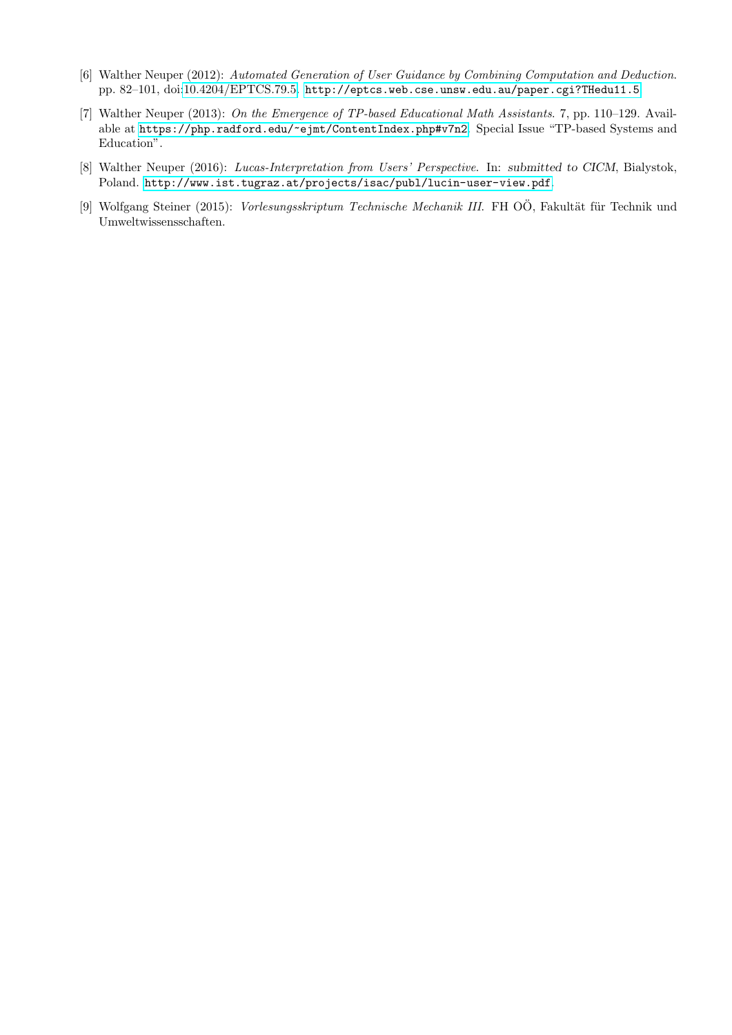[6] Walther Neuper (2012): *Automated Generation of User Guidance by Combining Computation and Deduction*. pp. 82–101, doi:10.4204/EPTCS.79.5. `http://eptcs.web.cse.unsw.edu.au/paper.cgi?THedu11.5`.

[7] Walther Neuper (2013): *On the Emergence of TP-based Educational Math Assistants*. 7, pp. 110–129. Available at `https://php.radford.edu/~ejmt/ContentIndex.php#v7n2`. Special Issue "TP-based Systems and Education".

[8] Walther Neuper (2016): *Lucas-Interpretation from Users' Perspective*. In: *submitted to CICM*, Bialystok, Poland. `http://www.ist.tugraz.at/projects/isac/publ/lucin-user-view.pdf`.

[9] Wolfgang Steiner (2015): *Vorlesungsskriptum Technische Mechanik III*. FH OÖ, Fakultät für Technik und Umweltwissensschaften.